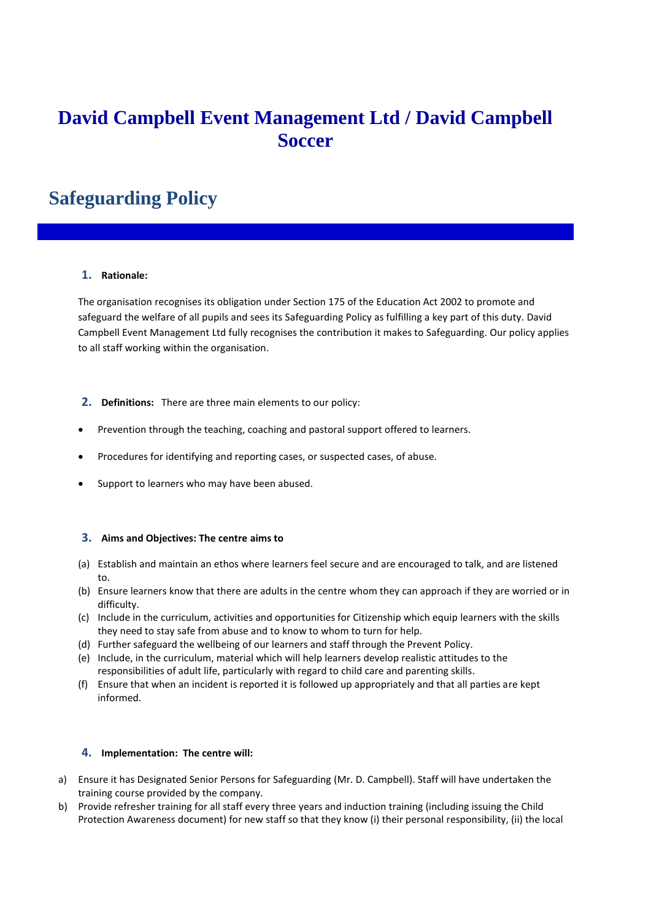# David Campbell Event Management Ltd / David Campbell Soccer

## Safeguarding Policy

### 1. Rationale:

The organisation recognises its obligation under Section 175 of the Education Act 2002 to promote and safeguard the welfare of all pupils and sees its Safeguarding Policy as fulfilling a key part of this duty. David Campbell Event Management Ltd fully recognises the contribution it makes to Safeguarding. Our policy applies to all staff working within the organisation.

### 2. Definitions: There are three main elements to our policy:

- Prevention through the teaching, coaching and pastoral support offered to learners.
- Procedures for identifying and reporting cases, or suspected cases, of abuse.
- Support to learners who may have been abused.

### 3. Aims and Objectives: The centre aims to

(a) Establish and maintain an ethos where learners feel secure and are encouraged to talk, and are listened to.
(b) Ensure learners know that there are adults in the centre whom they can approach if they are worried or in difficulty.
(c) Include in the curriculum, activities and opportunities for Citizenship which equip learners with the skills they need to stay safe from abuse and to know to whom to turn for help.
(d) Further safeguard the wellbeing of our learners and staff through the Prevent Policy.
(e) Include, in the curriculum, material which will help learners develop realistic attitudes to the responsibilities of adult life, particularly with regard to child care and parenting skills.
(f) Ensure that when an incident is reported it is followed up appropriately and that all parties are kept informed.

### 4. Implementation: The centre will:

a) Ensure it has Designated Senior Persons for Safeguarding (Mr. D. Campbell). Staff will have undertaken the training course provided by the company.
b) Provide refresher training for all staff every three years and induction training (including issuing the Child Protection Awareness document) for new staff so that they know (i) their personal responsibility, (ii) the local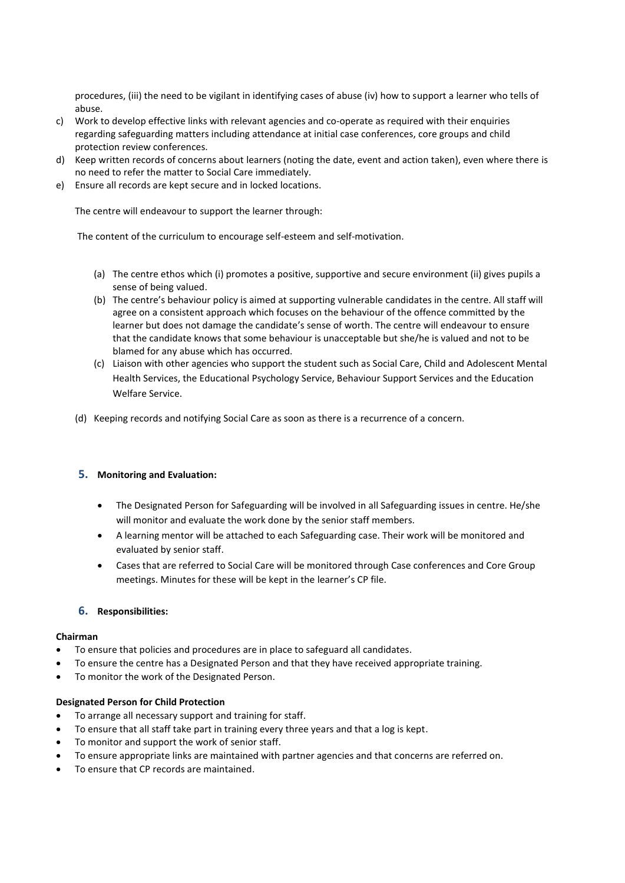procedures, (iii) the need to be vigilant in identifying cases of abuse (iv) how to support a learner who tells of abuse.

c) Work to develop effective links with relevant agencies and co-operate as required with their enquiries regarding safeguarding matters including attendance at initial case conferences, core groups and child protection review conferences.
d) Keep written records of concerns about learners (noting the date, event and action taken), even where there is no need to refer the matter to Social Care immediately.
e) Ensure all records are kept secure and in locked locations.

The centre will endeavour to support the learner through:

The content of the curriculum to encourage self-esteem and self-motivation.

(a) The centre ethos which (i) promotes a positive, supportive and secure environment (ii) gives pupils a sense of being valued.
(b) The centre's behaviour policy is aimed at supporting vulnerable candidates in the centre. All staff will agree on a consistent approach which focuses on the behaviour of the offence committed by the learner but does not damage the candidate's sense of worth. The centre will endeavour to ensure that the candidate knows that some behaviour is unacceptable but she/he is valued and not to be blamed for any abuse which has occurred.
(c) Liaison with other agencies who support the student such as Social Care, Child and Adolescent Mental Health Services, the Educational Psychology Service, Behaviour Support Services and the Education Welfare Service.

(d) Keeping records and notifying Social Care as soon as there is a recurrence of a concern.

## 5. Monitoring and Evaluation:

- The Designated Person for Safeguarding will be involved in all Safeguarding issues in centre. He/she will monitor and evaluate the work done by the senior staff members.
- A learning mentor will be attached to each Safeguarding case. Their work will be monitored and evaluated by senior staff.
- Cases that are referred to Social Care will be monitored through Case conferences and Core Group meetings. Minutes for these will be kept in the learner's CP file.

## 6. Responsibilities:

**Chairman**

- To ensure that policies and procedures are in place to safeguard all candidates.
- To ensure the centre has a Designated Person and that they have received appropriate training.
- To monitor the work of the Designated Person.

**Designated Person for Child Protection**

- To arrange all necessary support and training for staff.
- To ensure that all staff take part in training every three years and that a log is kept.
- To monitor and support the work of senior staff.
- To ensure appropriate links are maintained with partner agencies and that concerns are referred on.
- To ensure that CP records are maintained.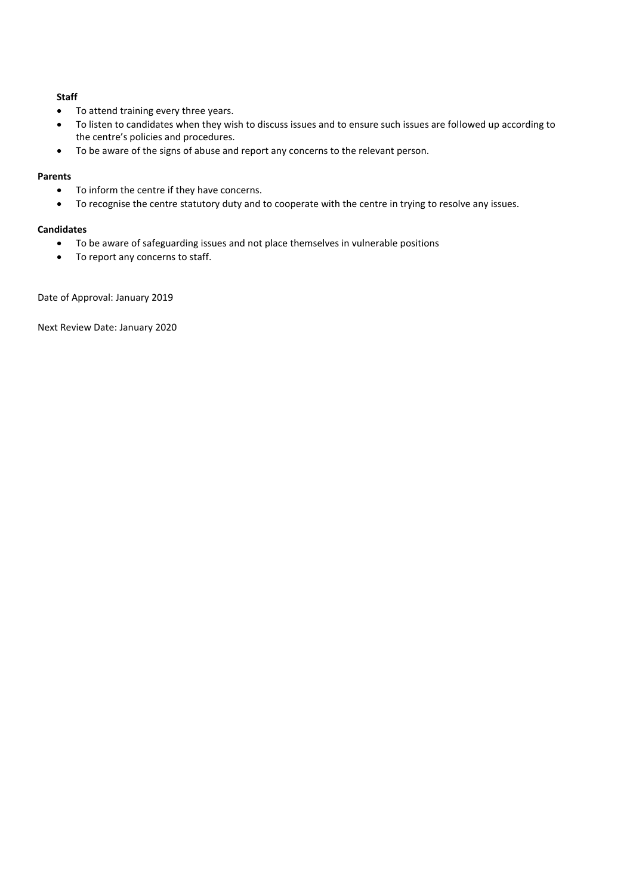**Staff**

- To attend training every three years.
- To listen to candidates when they wish to discuss issues and to ensure such issues are followed up according to the centre's policies and procedures.
- To be aware of the signs of abuse and report any concerns to the relevant person.

**Parents**

- To inform the centre if they have concerns.
- To recognise the centre statutory duty and to cooperate with the centre in trying to resolve any issues.

**Candidates**

- To be aware of safeguarding issues and not place themselves in vulnerable positions
- To report any concerns to staff.

Date of Approval: January 2019

Next Review Date: January 2020